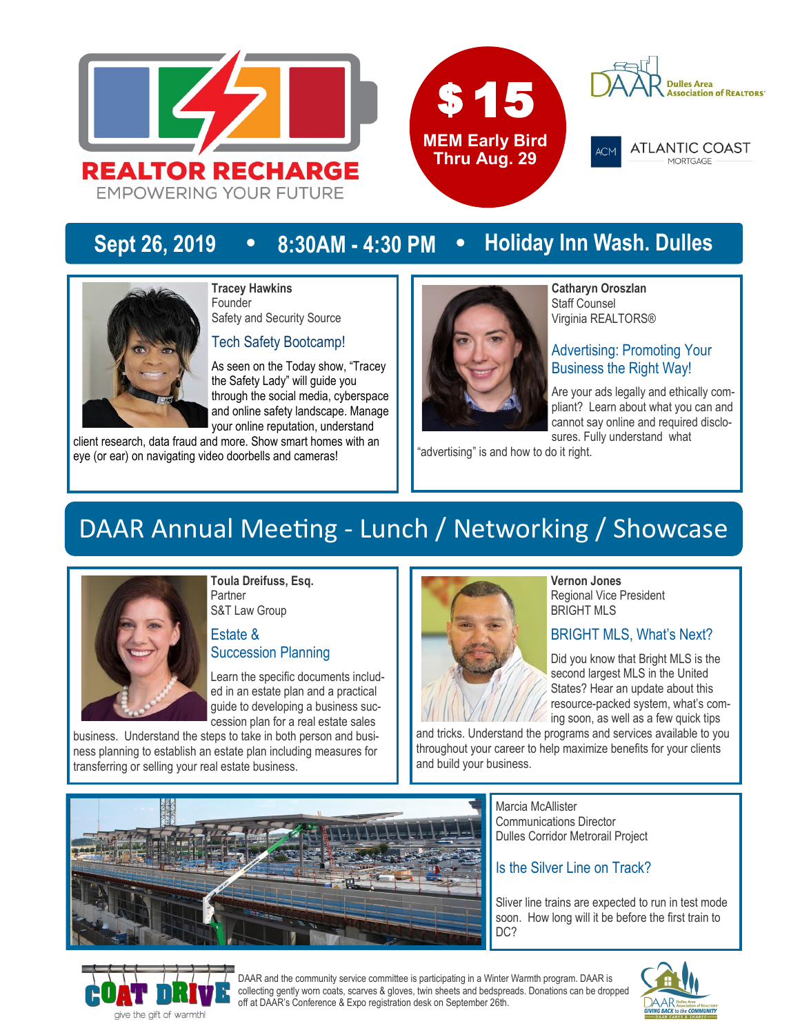# REALTOR RECHARGE

EMPOWERING YOUR FUTURE

**$15**
**MEM Early Bird Thru Aug. 29**

DAAR Dulles Area Association of REALTORS®

ACM ATLANTIC COAST MORTGAGE

## Sept 26, 2019 • 8:30AM - 4:30 PM • Holiday Inn Wash. Dulles

**Tracey Hawkins**
Founder
Safety and Security Source

### Tech Safety Bootcamp!

As seen on the Today show, "Tracey the Safety Lady" will guide you through the social media, cyberspace and online safety landscape. Manage your online reputation, understand client research, data fraud and more. Show smart homes with an eye (or ear) on navigating video doorbells and cameras!

**Catharyn Oroszlan**
Staff Counsel
Virginia REALTORS®

### Advertising: Promoting Your Business the Right Way!

Are your ads legally and ethically compliant? Learn about what you can and cannot say online and required disclosures. Fully understand what "advertising" is and how to do it right.

## DAAR Annual Meeting - Lunch / Networking / Showcase

**Toula Dreifuss, Esq.**
Partner
S&T Law Group

### Estate & Succession Planning

Learn the specific documents included in an estate plan and a practical guide to developing a business succession plan for a real estate sales business. Understand the steps to take in both person and business planning to establish an estate plan including measures for transferring or selling your real estate business.

**Vernon Jones**
Regional Vice President
BRIGHT MLS

### BRIGHT MLS, What's Next?

Did you know that Bright MLS is the second largest MLS in the United States? Hear an update about this resource-packed system, what's coming soon, as well as a few quick tips and tricks. Understand the programs and services available to you throughout your career to help maximize benefits for your clients and build your business.

Marcia McAllister
Communications Director
Dulles Corridor Metrorail Project

### Is the Silver Line on Track?

Sliver line trains are expected to run in test mode soon. How long will it be before the first train to DC?

**COAT DRIVE** give the gift of warmth!

DAAR and the community service committee is participating in a Winter Warmth program. DAAR is collecting gently worn coats, scarves & gloves, twin sheets and bedspreads. Donations can be dropped off at DAAR's Conference & Expo registration desk on September 26th.

DAAR GIVING BACK to the COMMUNITY — DAAR CARES & SHARES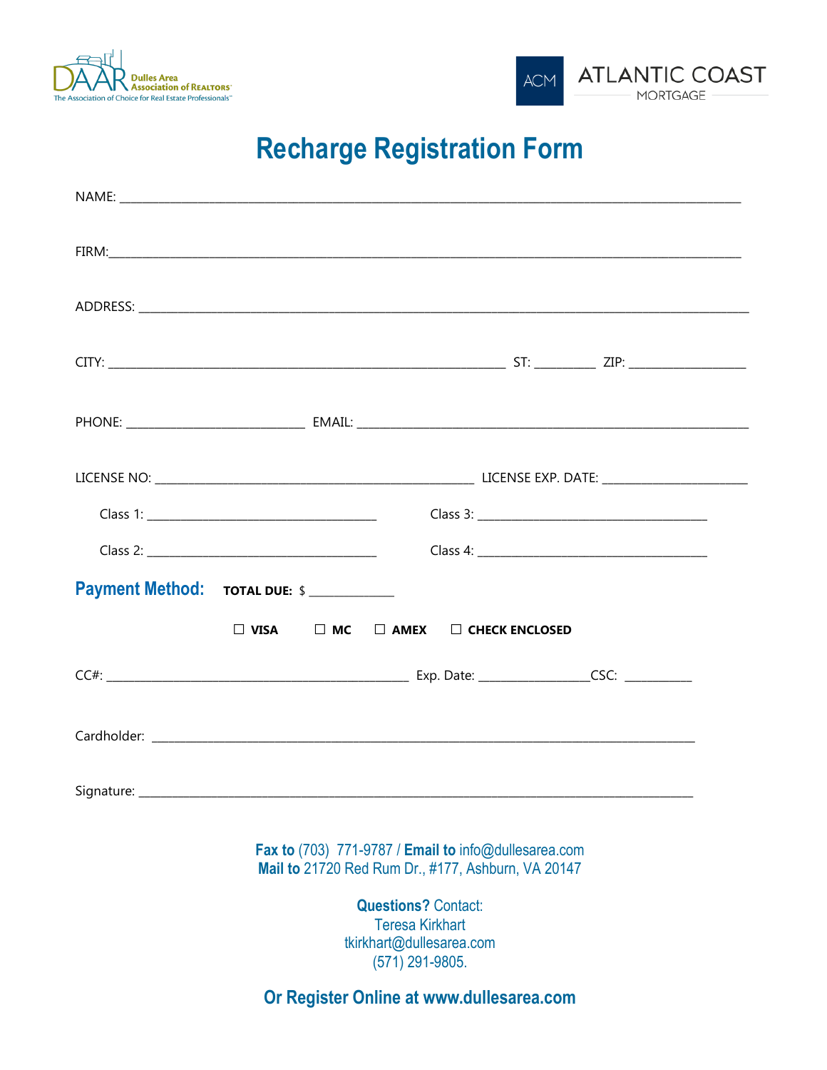Dulles Area Association of REALTORS®
The Association of Choice for Real Estate Professionals™

ACM ATLANTIC COAST MORTGAGE

# Recharge Registration Form

NAME: ______________________________________________________________________

FIRM: ______________________________________________________________________

ADDRESS: ___________________________________________________________________

CITY: _______________________________________ ST: ________ ZIP: ______________

PHONE: ______________________ EMAIL: ______________________________________

LICENSE NO: ___________________________________ LICENSE EXP. DATE: ________________

Class 1: ____________________________ Class 3: ____________________________

Class 2: ____________________________ Class 4: ____________________________

## Payment Method:

**TOTAL DUE:** $ ____________

☐ **VISA** ☐ **MC** ☐ **AMEX** ☐ **CHECK ENCLOSED**

CC#: ___________________________________ Exp. Date: ______________CSC: __________

Cardholder: ________________________________________________________________

Signature: _________________________________________________________________

**Fax to** (703) 771-9787 / **Email to** info@dullesarea.com
**Mail to** 21720 Red Rum Dr., #177, Ashburn, VA 20147

**Questions?** Contact:
Teresa Kirkhart
tkirkhart@dullesarea.com
(571) 291-9805.

**Or Register Online at www.dullesarea.com**